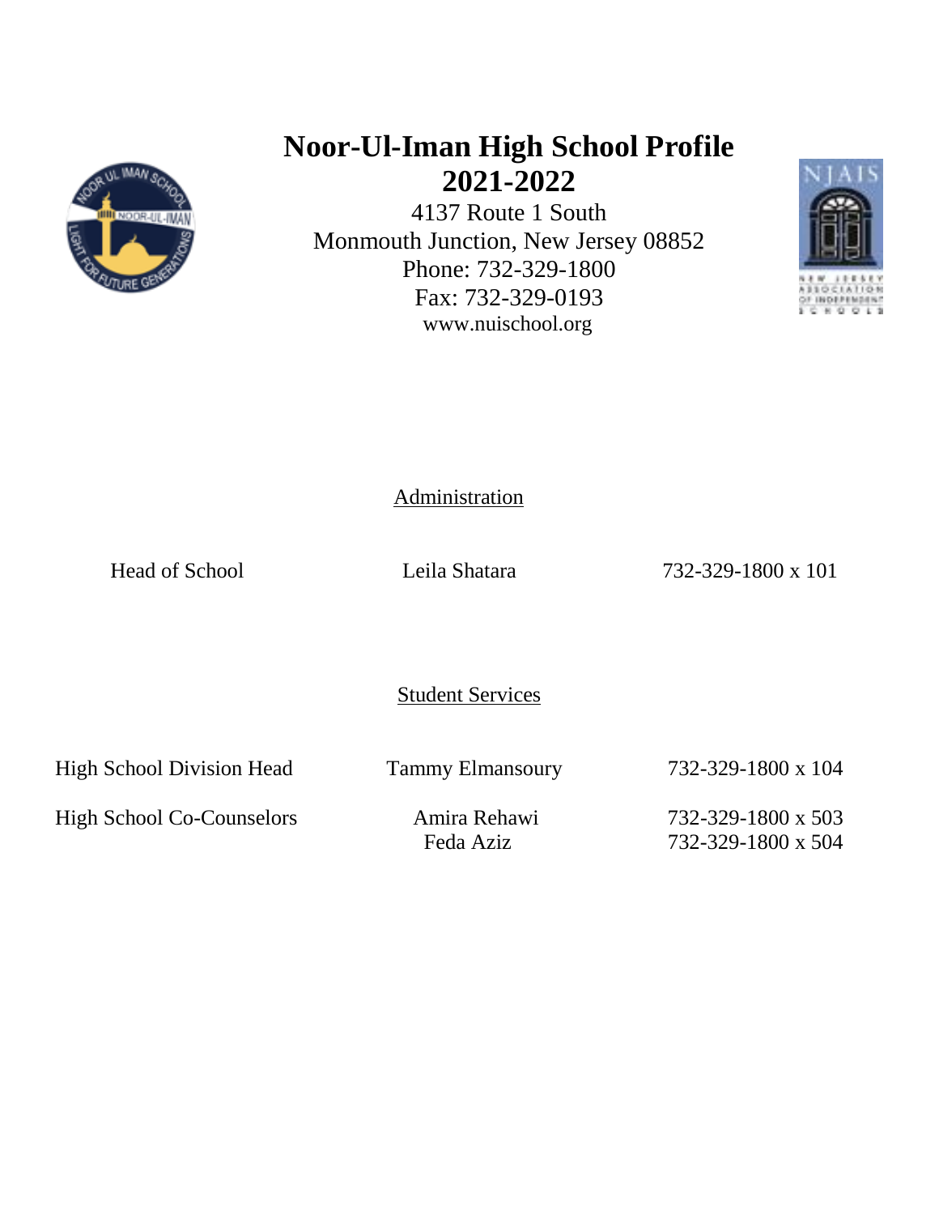# Noor-Ul-Iman High School Profile 2021-2022

4137 Route 1 South
Monmouth Junction, New Jersey 08852
Phone: 732-329-1800
Fax: 732-329-0193
www.nuischool.org

## Administration

| | | |
|---|---|---|
| Head of School | Leila Shatara | 732-329-1800 x 101 |

## Student Services

| | | |
|---|---|---|
| High School Division Head | Tammy Elmansoury | 732-329-1800 x 104 |
| High School Co-Counselors | Amira Rehawi | 732-329-1800 x 503 |
| | Feda Aziz | 732-329-1800 x 504 |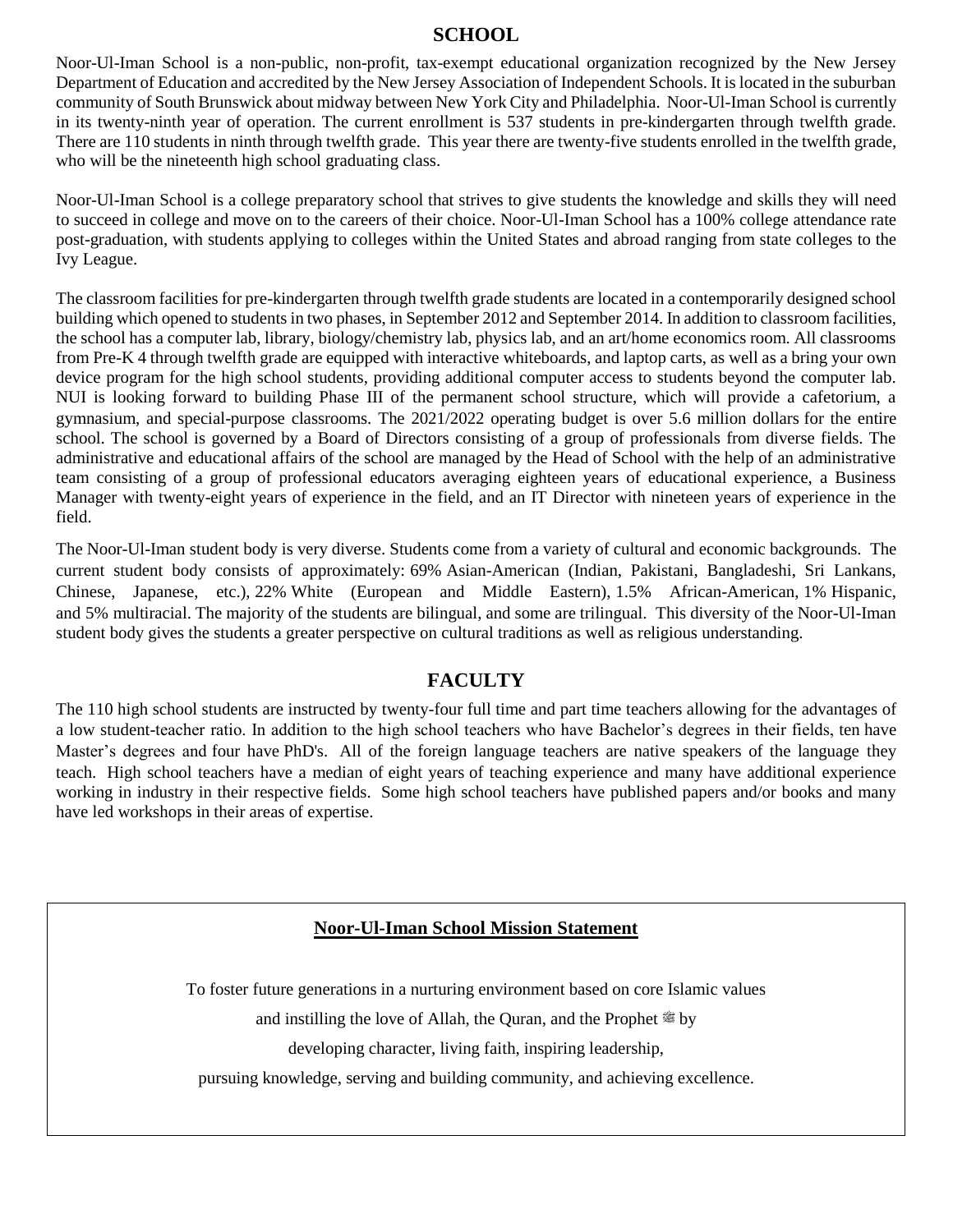## SCHOOL

Noor-Ul-Iman School is a non-public, non-profit, tax-exempt educational organization recognized by the New Jersey Department of Education and accredited by the New Jersey Association of Independent Schools. It is located in the suburban community of South Brunswick about midway between New York City and Philadelphia. Noor-Ul-Iman School is currently in its twenty-ninth year of operation. The current enrollment is 537 students in pre-kindergarten through twelfth grade. There are 110 students in ninth through twelfth grade. This year there are twenty-five students enrolled in the twelfth grade, who will be the nineteenth high school graduating class.

Noor-Ul-Iman School is a college preparatory school that strives to give students the knowledge and skills they will need to succeed in college and move on to the careers of their choice. Noor-Ul-Iman School has a 100% college attendance rate post-graduation, with students applying to colleges within the United States and abroad ranging from state colleges to the Ivy League.

The classroom facilities for pre-kindergarten through twelfth grade students are located in a contemporarily designed school building which opened to students in two phases, in September 2012 and September 2014. In addition to classroom facilities, the school has a computer lab, library, biology/chemistry lab, physics lab, and an art/home economics room. All classrooms from Pre-K 4 through twelfth grade are equipped with interactive whiteboards, and laptop carts, as well as a bring your own device program for the high school students, providing additional computer access to students beyond the computer lab. NUI is looking forward to building Phase III of the permanent school structure, which will provide a cafetorium, a gymnasium, and special-purpose classrooms. The 2021/2022 operating budget is over 5.6 million dollars for the entire school. The school is governed by a Board of Directors consisting of a group of professionals from diverse fields. The administrative and educational affairs of the school are managed by the Head of School with the help of an administrative team consisting of a group of professional educators averaging eighteen years of educational experience, a Business Manager with twenty-eight years of experience in the field, and an IT Director with nineteen years of experience in the field.

The Noor-Ul-Iman student body is very diverse. Students come from a variety of cultural and economic backgrounds. The current student body consists of approximately: 69% Asian-American (Indian, Pakistani, Bangladeshi, Sri Lankans, Chinese, Japanese, etc.), 22% White (European and Middle Eastern), 1.5% African-American, 1% Hispanic, and 5% multiracial. The majority of the students are bilingual, and some are trilingual. This diversity of the Noor-Ul-Iman student body gives the students a greater perspective on cultural traditions as well as religious understanding.

## FACULTY

The 110 high school students are instructed by twenty-four full time and part time teachers allowing for the advantages of a low student-teacher ratio. In addition to the high school teachers who have Bachelor's degrees in their fields, ten have Master's degrees and four have PhD's. All of the foreign language teachers are native speakers of the language they teach. High school teachers have a median of eight years of teaching experience and many have additional experience working in industry in their respective fields. Some high school teachers have published papers and/or books and many have led workshops in their areas of expertise.

**Noor-Ul-Iman School Mission Statement**

To foster future generations in a nurturing environment based on core Islamic values
and instilling the love of Allah, the Quran, and the Prophet ﷺ by
developing character, living faith, inspiring leadership,
pursuing knowledge, serving and building community, and achieving excellence.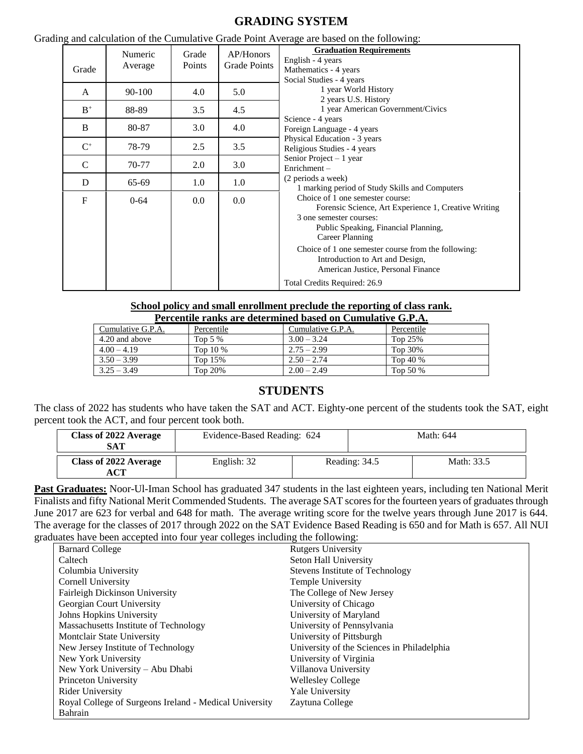# GRADING SYSTEM

Grading and calculation of the Cumulative Grade Point Average are based on the following:

| Grade | Numeric Average | Grade Points | AP/Honors Grade Points |
|---|---|---|---|
| A | 90-100 | 4.0 | 5.0 |
| B+ | 88-89 | 3.5 | 4.5 |
| B | 80-87 | 3.0 | 4.0 |
| C+ | 78-79 | 2.5 | 3.5 |
| C | 70-77 | 2.0 | 3.0 |
| D | 65-69 | 1.0 | 1.0 |
| F | 0-64 | 0.0 | 0.0 |

**Graduation Requirements**

- English - 4 years
- Mathematics - 4 years
- Social Studies - 4 years
  - 1 year World History
  - 2 years U.S. History
  - 1 year American Government/Civics
- Science - 4 years
- Foreign Language - 4 years
- Physical Education - 3 years
- Religious Studies - 4 years
- Senior Project – 1 year
- Enrichment – (2 periods a week)
  - 1 marking period of Study Skills and Computers
  - Choice of 1 one semester course: Forensic Science, Art Experience 1, Creative Writing
  - 3 one semester courses: Public Speaking, Financial Planning, Career Planning
  - Choice of 1 one semester course from the following: Introduction to Art and Design, American Justice, Personal Finance

Total Credits Required: 26.9

**School policy and small enrollment preclude the reporting of class rank.**
**Percentile ranks are determined based on Cumulative G.P.A.**

| Cumulative G.P.A. | Percentile | Cumulative G.P.A. | Percentile |
|---|---|---|---|
| 4.20 and above | Top 5 % | 3.00 – 3.24 | Top 25% |
| 4.00 – 4.19 | Top 10 % | 2.75 – 2.99 | Top 30% |
| 3.50 – 3.99 | Top 15% | 2.50 – 2.74 | Top 40 % |
| 3.25 – 3.49 | Top 20% | 2.00 – 2.49 | Top 50 % |

# STUDENTS

The class of 2022 has students who have taken the SAT and ACT. Eighty-one percent of the students took the SAT, eight percent took the ACT, and four percent took both.

| Class of 2022 Average SAT | Evidence-Based Reading: 624 | Math: 644 |
|---|---|---|

| Class of 2022 Average ACT | English: 32 | Reading: 34.5 | Math: 33.5 |
|---|---|---|---|

**Past Graduates:** Noor-Ul-Iman School has graduated 347 students in the last eighteen years, including ten National Merit Finalists and fifty National Merit Commended Students. The average SAT scores for the fourteen years of graduates through June 2017 are 623 for verbal and 648 for math. The average writing score for the twelve years through June 2017 is 644. The average for the classes of 2017 through 2022 on the SAT Evidence Based Reading is 650 and for Math is 657. All NUI graduates have been accepted into four year colleges including the following:

- Barnard College
- Caltech
- Columbia University
- Cornell University
- Fairleigh Dickinson University
- Georgian Court University
- Johns Hopkins University
- Massachusetts Institute of Technology
- Montclair State University
- New Jersey Institute of Technology
- New York University
- New York University – Abu Dhabi
- Princeton University
- Rider University
- Royal College of Surgeons Ireland - Medical University Bahrain
- Rutgers University
- Seton Hall University
- Stevens Institute of Technology
- Temple University
- The College of New Jersey
- University of Chicago
- University of Maryland
- University of Pennsylvania
- University of Pittsburgh
- University of the Sciences in Philadelphia
- University of Virginia
- Villanova University
- Wellesley College
- Yale University
- Zaytuna College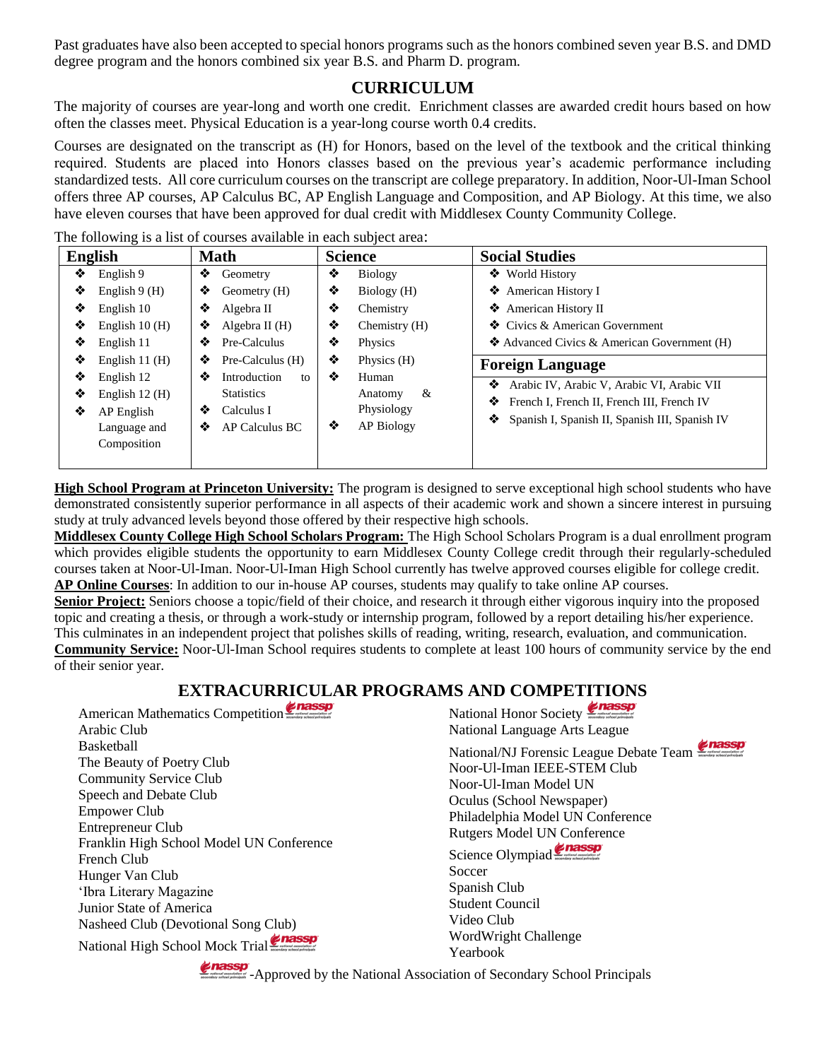Past graduates have also been accepted to special honors programs such as the honors combined seven year B.S. and DMD degree program and the honors combined six year B.S. and Pharm D. program.

## CURRICULUM

The majority of courses are year-long and worth one credit. Enrichment classes are awarded credit hours based on how often the classes meet. Physical Education is a year-long course worth 0.4 credits.

Courses are designated on the transcript as (H) for Honors, based on the level of the textbook and the critical thinking required. Students are placed into Honors classes based on the previous year's academic performance including standardized tests. All core curriculum courses on the transcript are college preparatory. In addition, Noor-Ul-Iman School offers three AP courses, AP Calculus BC, AP English Language and Composition, and AP Biology. At this time, we also have eleven courses that have been approved for dual credit with Middlesex County Community College.

The following is a list of courses available in each subject area:

| English | Math | Science | Social Studies |
|---|---|---|---|
| ❖ English 9 | ❖ Geometry | ❖ Biology | ❖ World History |
| ❖ English 9 (H) | ❖ Geometry (H) | ❖ Biology (H) | ❖ American History I |
| ❖ English 10 | ❖ Algebra II | ❖ Chemistry | ❖ American History II |
| ❖ English 10 (H) | ❖ Algebra II (H) | ❖ Chemistry (H) | ❖ Civics & American Government |
| ❖ English 11 | ❖ Pre-Calculus | ❖ Physics | ❖ Advanced Civics & American Government (H) |
| ❖ English 11 (H) | ❖ Pre-Calculus (H) | ❖ Physics (H) | **Foreign Language** |
| ❖ English 12 | ❖ Introduction to Statistics | ❖ Human Anatomy & Physiology | ❖ Arabic IV, Arabic V, Arabic VI, Arabic VII |
| ❖ English 12 (H) | ❖ Calculus I | ❖ AP Biology | ❖ French I, French II, French III, French IV |
| ❖ AP English Language and Composition | ❖ AP Calculus BC | | ❖ Spanish I, Spanish II, Spanish III, Spanish IV |

**High School Program at Princeton University:** The program is designed to serve exceptional high school students who have demonstrated consistently superior performance in all aspects of their academic work and shown a sincere interest in pursuing study at truly advanced levels beyond those offered by their respective high schools.

**Middlesex County College High School Scholars Program:** The High School Scholars Program is a dual enrollment program which provides eligible students the opportunity to earn Middlesex County College credit through their regularly-scheduled courses taken at Noor-Ul-Iman. Noor-Ul-Iman High School currently has twelve approved courses eligible for college credit.

**AP Online Courses**: In addition to our in-house AP courses, students may qualify to take online AP courses.

**Senior Project:** Seniors choose a topic/field of their choice, and research it through either vigorous inquiry into the proposed topic and creating a thesis, or through a work-study or internship program, followed by a report detailing his/her experience. This culminates in an independent project that polishes skills of reading, writing, research, evaluation, and communication.

**Community Service:** Noor-Ul-Iman School requires students to complete at least 100 hours of community service by the end of their senior year.

## EXTRACURRICULAR PROGRAMS AND COMPETITIONS

- American Mathematics Competition (nassp)
- Arabic Club
- Basketball
- The Beauty of Poetry Club
- Community Service Club
- Speech and Debate Club
- Empower Club
- Entrepreneur Club
- Franklin High School Model UN Conference
- French Club
- Hunger Van Club
- 'Ibra Literary Magazine
- Junior State of America
- Nasheed Club (Devotional Song Club)
- National High School Mock Trial (nassp)
- National Honor Society (nassp)
- National Language Arts League
- National/NJ Forensic League Debate Team (nassp)
- Noor-Ul-Iman IEEE-STEM Club
- Noor-Ul-Iman Model UN
- Oculus (School Newspaper)
- Philadelphia Model UN Conference
- Rutgers Model UN Conference
- Science Olympiad (nassp)
- Soccer
- Spanish Club
- Student Council
- Video Club
- WordWright Challenge
- Yearbook

(nassp) -Approved by the National Association of Secondary School Principals